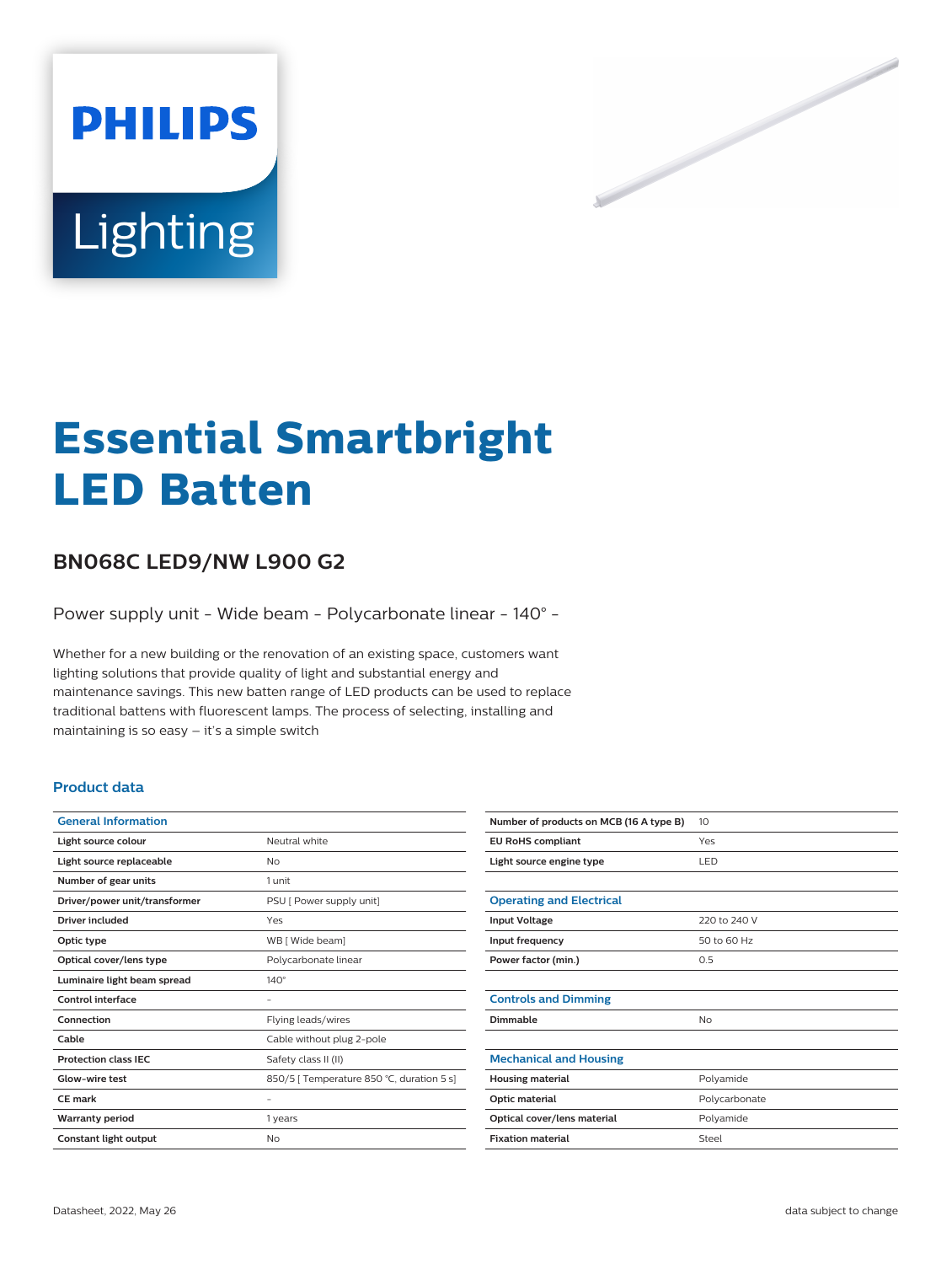PHILIPS Lighting

# Essential Smartbright LED Batten

## BN068C LED9/NW L900 G2

Power supply unit - Wide beam - Polycarbonate linear - 140° -

Whether for a new building or the renovation of an existing space, customers want lighting solutions that provide quality of light and substantial energy and maintenance savings. This new batten range of LED products can be used to replace traditional battens with fluorescent lamps. The process of selecting, installing and maintaining is so easy – it's a simple switch

### Product data

| General Information | |
|---|---|
| **Light source colour** | Neutral white |
| **Light source replaceable** | No |
| **Number of gear units** | 1 unit |
| **Driver/power unit/transformer** | PSU [ Power supply unit] |
| **Driver included** | Yes |
| **Optic type** | WB [ Wide beam] |
| **Optical cover/lens type** | Polycarbonate linear |
| **Luminaire light beam spread** | 140° |
| **Control interface** | - |
| **Connection** | Flying leads/wires |
| **Cable** | Cable without plug 2-pole |
| **Protection class IEC** | Safety class II (II) |
| **Glow-wire test** | 850/5 [ Temperature 850 °C, duration 5 s] |
| **CE mark** | - |
| **Warranty period** | 1 years |
| **Constant light output** | No |
| **Number of products on MCB (16 A type B)** | 10 |
| **EU RoHS compliant** | Yes |
| **Light source engine type** | LED |

| Operating and Electrical | |
|---|---|
| **Input Voltage** | 220 to 240 V |
| **Input frequency** | 50 to 60 Hz |
| **Power factor (min.)** | 0.5 |

| Controls and Dimming | |
|---|---|
| **Dimmable** | No |

| Mechanical and Housing | |
|---|---|
| **Housing material** | Polyamide |
| **Optic material** | Polycarbonate |
| **Optical cover/lens material** | Polyamide |
| **Fixation material** | Steel |

Datasheet, 2022, May 26

data subject to change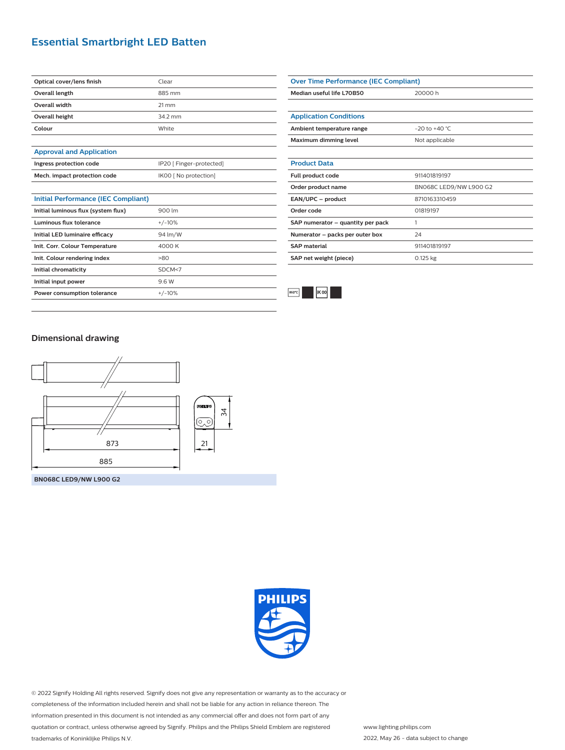# Essential Smartbright LED Batten

| | |
|---|---|
| Optical cover/lens finish | Clear |
| Overall length | 885 mm |
| Overall width | 21 mm |
| Overall height | 34.2 mm |
| Colour | White |

## Approval and Application

| | |
|---|---|
| Ingress protection code | IP20 [ Finger-protected] |
| Mech. impact protection code | IK00 [ No protection] |

## Initial Performance (IEC Compliant)

| | |
|---|---|
| Initial luminous flux (system flux) | 900 lm |
| Luminous flux tolerance | +/-10% |
| Initial LED luminaire efficacy | 94 lm/W |
| Init. Corr. Colour Temperature | 4000 K |
| Init. Colour rendering index | >80 |
| Initial chromaticity | SDCM<7 |
| Initial input power | 9.6 W |
| Power consumption tolerance | +/-10% |

## Over Time Performance (IEC Compliant)

| | |
|---|---|
| Median useful life L70B50 | 20000 h |

## Application Conditions

| | |
|---|---|
| Ambient temperature range | -20 to +40 °C |
| Maximum dimming level | Not applicable |

## Product Data

| | |
|---|---|
| Full product code | 911401819197 |
| Order product name | BN068C LED9/NW L900 G2 |
| EAN/UPC – product | 8710163310459 |
| Order code | 01819197 |
| SAP numerator – quantity per pack | 1 |
| Numerator – packs per outer box | 24 |
| SAP material | 911401819197 |
| SAP net weight (piece) | 0.125 kg |

850°C IK 00

## Dimensional drawing

873

885

34

21

BN068C LED9/NW L900 G2

© 2022 Signify Holding All rights reserved. Signify does not give any representation or warranty as to the accuracy or completeness of the information included herein and shall not be liable for any action in reliance thereon. The information presented in this document is not intended as any commercial offer and does not form part of any quotation or contract, unless otherwise agreed by Signify. Philips and the Philips Shield Emblem are registered trademarks of Koninklijke Philips N.V.

www.lighting.philips.com

2022, May 26 - data subject to change